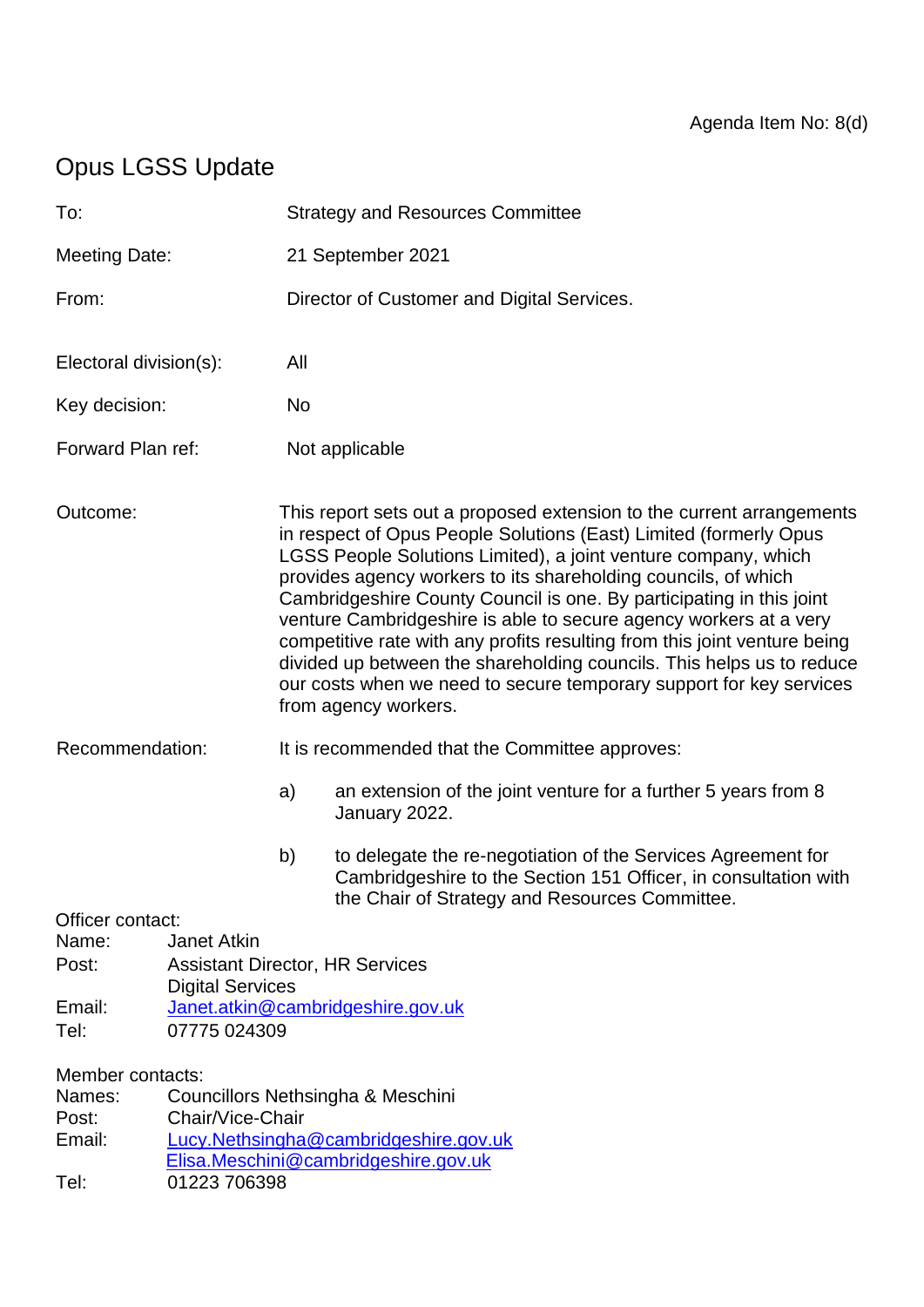Agenda Item No: 8(d)

# Opus LGSS Update

To: Strategy and Resources Committee

Meeting Date: 21 September 2021

From: Director of Customer and Digital Services.

Electoral division(s): All

Key decision: No

Forward Plan ref: Not applicable

Outcome: This report sets out a proposed extension to the current arrangements in respect of Opus People Solutions (East) Limited (formerly Opus LGSS People Solutions Limited), a joint venture company, which provides agency workers to its shareholding councils, of which Cambridgeshire County Council is one. By participating in this joint venture Cambridgeshire is able to secure agency workers at a very competitive rate with any profits resulting from this joint venture being divided up between the shareholding councils. This helps us to reduce our costs when we need to secure temporary support for key services from agency workers.

Recommendation: It is recommended that the Committee approves:

a) an extension of the joint venture for a further 5 years from 8 January 2022.

b) to delegate the re-negotiation of the Services Agreement for Cambridgeshire to the Section 151 Officer, in consultation with the Chair of Strategy and Resources Committee.

Officer contact:
Name: Janet Atkin
Post: Assistant Director, HR Services
Digital Services
Email: Janet.atkin@cambridgeshire.gov.uk
Tel: 07775 024309

Member contacts:
Names: Councillors Nethsingha & Meschini
Post: Chair/Vice-Chair
Email: Lucy.Nethsingha@cambridgeshire.gov.uk
Elisa.Meschini@cambridgeshire.gov.uk
Tel: 01223 706398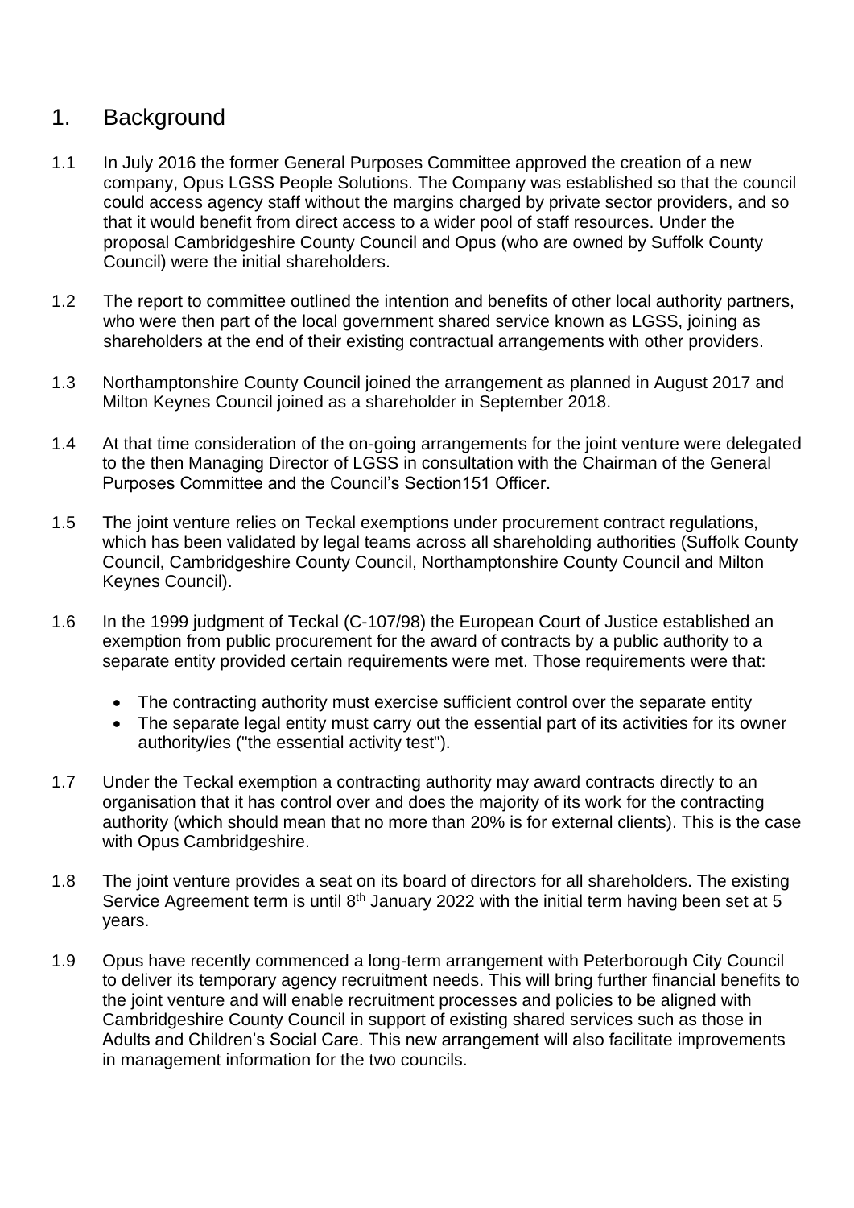## 1. Background

1.1 In July 2016 the former General Purposes Committee approved the creation of a new company, Opus LGSS People Solutions. The Company was established so that the council could access agency staff without the margins charged by private sector providers, and so that it would benefit from direct access to a wider pool of staff resources. Under the proposal Cambridgeshire County Council and Opus (who are owned by Suffolk County Council) were the initial shareholders.

1.2 The report to committee outlined the intention and benefits of other local authority partners, who were then part of the local government shared service known as LGSS, joining as shareholders at the end of their existing contractual arrangements with other providers.

1.3 Northamptonshire County Council joined the arrangement as planned in August 2017 and Milton Keynes Council joined as a shareholder in September 2018.

1.4 At that time consideration of the on-going arrangements for the joint venture were delegated to the then Managing Director of LGSS in consultation with the Chairman of the General Purposes Committee and the Council's Section151 Officer.

1.5 The joint venture relies on Teckal exemptions under procurement contract regulations, which has been validated by legal teams across all shareholding authorities (Suffolk County Council, Cambridgeshire County Council, Northamptonshire County Council and Milton Keynes Council).

1.6 In the 1999 judgment of Teckal (C-107/98) the European Court of Justice established an exemption from public procurement for the award of contracts by a public authority to a separate entity provided certain requirements were met. Those requirements were that:

- The contracting authority must exercise sufficient control over the separate entity
- The separate legal entity must carry out the essential part of its activities for its owner authority/ies ("the essential activity test").

1.7 Under the Teckal exemption a contracting authority may award contracts directly to an organisation that it has control over and does the majority of its work for the contracting authority (which should mean that no more than 20% is for external clients). This is the case with Opus Cambridgeshire.

1.8 The joint venture provides a seat on its board of directors for all shareholders. The existing Service Agreement term is until 8th January 2022 with the initial term having been set at 5 years.

1.9 Opus have recently commenced a long-term arrangement with Peterborough City Council to deliver its temporary agency recruitment needs. This will bring further financial benefits to the joint venture and will enable recruitment processes and policies to be aligned with Cambridgeshire County Council in support of existing shared services such as those in Adults and Children's Social Care. This new arrangement will also facilitate improvements in management information for the two councils.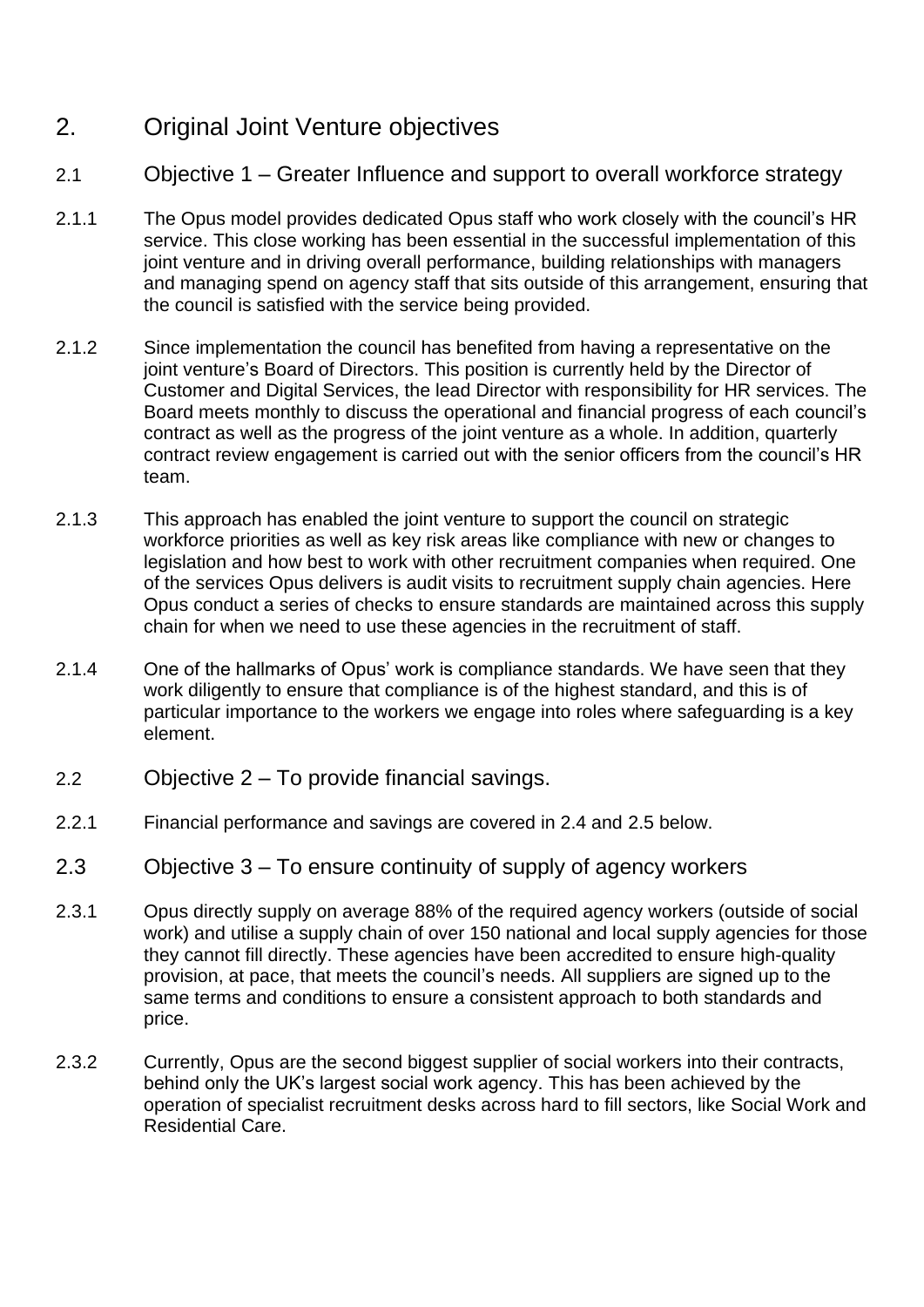## 2. Original Joint Venture objectives

### 2.1 Objective 1 – Greater Influence and support to overall workforce strategy

2.1.1 The Opus model provides dedicated Opus staff who work closely with the council's HR service. This close working has been essential in the successful implementation of this joint venture and in driving overall performance, building relationships with managers and managing spend on agency staff that sits outside of this arrangement, ensuring that the council is satisfied with the service being provided.

2.1.2 Since implementation the council has benefited from having a representative on the joint venture's Board of Directors. This position is currently held by the Director of Customer and Digital Services, the lead Director with responsibility for HR services. The Board meets monthly to discuss the operational and financial progress of each council's contract as well as the progress of the joint venture as a whole. In addition, quarterly contract review engagement is carried out with the senior officers from the council's HR team.

2.1.3 This approach has enabled the joint venture to support the council on strategic workforce priorities as well as key risk areas like compliance with new or changes to legislation and how best to work with other recruitment companies when required. One of the services Opus delivers is audit visits to recruitment supply chain agencies. Here Opus conduct a series of checks to ensure standards are maintained across this supply chain for when we need to use these agencies in the recruitment of staff.

2.1.4 One of the hallmarks of Opus' work is compliance standards. We have seen that they work diligently to ensure that compliance is of the highest standard, and this is of particular importance to the workers we engage into roles where safeguarding is a key element.

### 2.2 Objective 2 – To provide financial savings.

2.2.1 Financial performance and savings are covered in 2.4 and 2.5 below.

### 2.3 Objective 3 – To ensure continuity of supply of agency workers

2.3.1 Opus directly supply on average 88% of the required agency workers (outside of social work) and utilise a supply chain of over 150 national and local supply agencies for those they cannot fill directly. These agencies have been accredited to ensure high-quality provision, at pace, that meets the council's needs. All suppliers are signed up to the same terms and conditions to ensure a consistent approach to both standards and price.

2.3.2 Currently, Opus are the second biggest supplier of social workers into their contracts, behind only the UK's largest social work agency. This has been achieved by the operation of specialist recruitment desks across hard to fill sectors, like Social Work and Residential Care.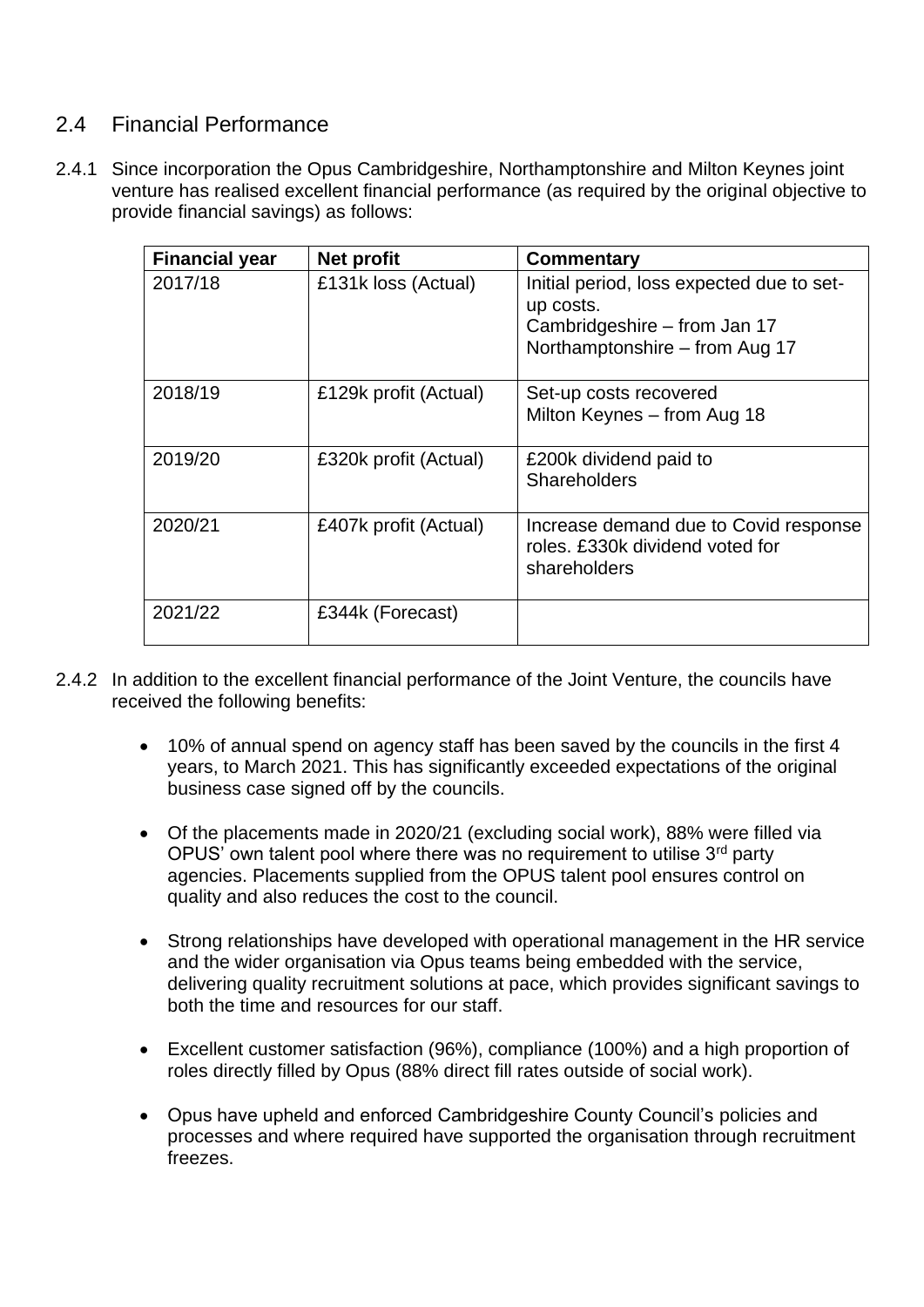## 2.4 Financial Performance

2.4.1 Since incorporation the Opus Cambridgeshire, Northamptonshire and Milton Keynes joint venture has realised excellent financial performance (as required by the original objective to provide financial savings) as follows:

| **Financial year** | **Net profit** | **Commentary** |
|---|---|---|
| 2017/18 | £131k loss (Actual) | Initial period, loss expected due to set-up costs. Cambridgeshire – from Jan 17 Northamptonshire – from Aug 17 |
| 2018/19 | £129k profit (Actual) | Set-up costs recovered Milton Keynes – from Aug 18 |
| 2019/20 | £320k profit (Actual) | £200k dividend paid to Shareholders |
| 2020/21 | £407k profit (Actual) | Increase demand due to Covid response roles. £330k dividend voted for shareholders |
| 2021/22 | £344k (Forecast) | |

2.4.2 In addition to the excellent financial performance of the Joint Venture, the councils have received the following benefits:

- 10% of annual spend on agency staff has been saved by the councils in the first 4 years, to March 2021. This has significantly exceeded expectations of the original business case signed off by the councils.

- Of the placements made in 2020/21 (excluding social work), 88% were filled via OPUS' own talent pool where there was no requirement to utilise 3rd party agencies. Placements supplied from the OPUS talent pool ensures control on quality and also reduces the cost to the council.

- Strong relationships have developed with operational management in the HR service and the wider organisation via Opus teams being embedded with the service, delivering quality recruitment solutions at pace, which provides significant savings to both the time and resources for our staff.

- Excellent customer satisfaction (96%), compliance (100%) and a high proportion of roles directly filled by Opus (88% direct fill rates outside of social work).

- Opus have upheld and enforced Cambridgeshire County Council's policies and processes and where required have supported the organisation through recruitment freezes.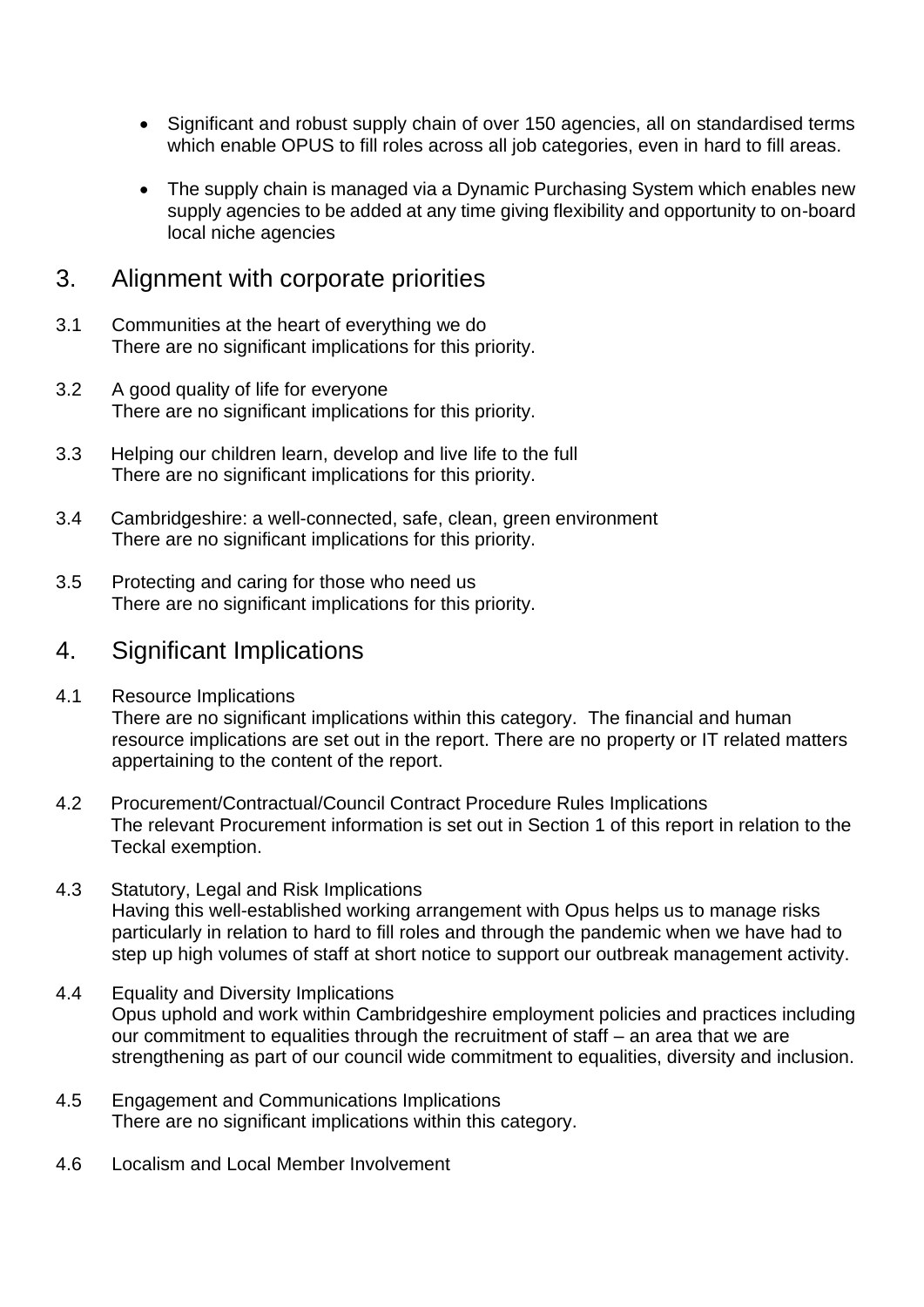- Significant and robust supply chain of over 150 agencies, all on standardised terms which enable OPUS to fill roles across all job categories, even in hard to fill areas.
- The supply chain is managed via a Dynamic Purchasing System which enables new supply agencies to be added at any time giving flexibility and opportunity to on-board local niche agencies

## 3. Alignment with corporate priorities

3.1 Communities at the heart of everything we do
There are no significant implications for this priority.

3.2 A good quality of life for everyone
There are no significant implications for this priority.

3.3 Helping our children learn, develop and live life to the full
There are no significant implications for this priority.

3.4 Cambridgeshire: a well-connected, safe, clean, green environment
There are no significant implications for this priority.

3.5 Protecting and caring for those who need us
There are no significant implications for this priority.

## 4. Significant Implications

4.1 Resource Implications
There are no significant implications within this category. The financial and human resource implications are set out in the report. There are no property or IT related matters appertaining to the content of the report.

4.2 Procurement/Contractual/Council Contract Procedure Rules Implications
The relevant Procurement information is set out in Section 1 of this report in relation to the Teckal exemption.

4.3 Statutory, Legal and Risk Implications
Having this well-established working arrangement with Opus helps us to manage risks particularly in relation to hard to fill roles and through the pandemic when we have had to step up high volumes of staff at short notice to support our outbreak management activity.

4.4 Equality and Diversity Implications
Opus uphold and work within Cambridgeshire employment policies and practices including our commitment to equalities through the recruitment of staff – an area that we are strengthening as part of our council wide commitment to equalities, diversity and inclusion.

4.5 Engagement and Communications Implications
There are no significant implications within this category.

4.6 Localism and Local Member Involvement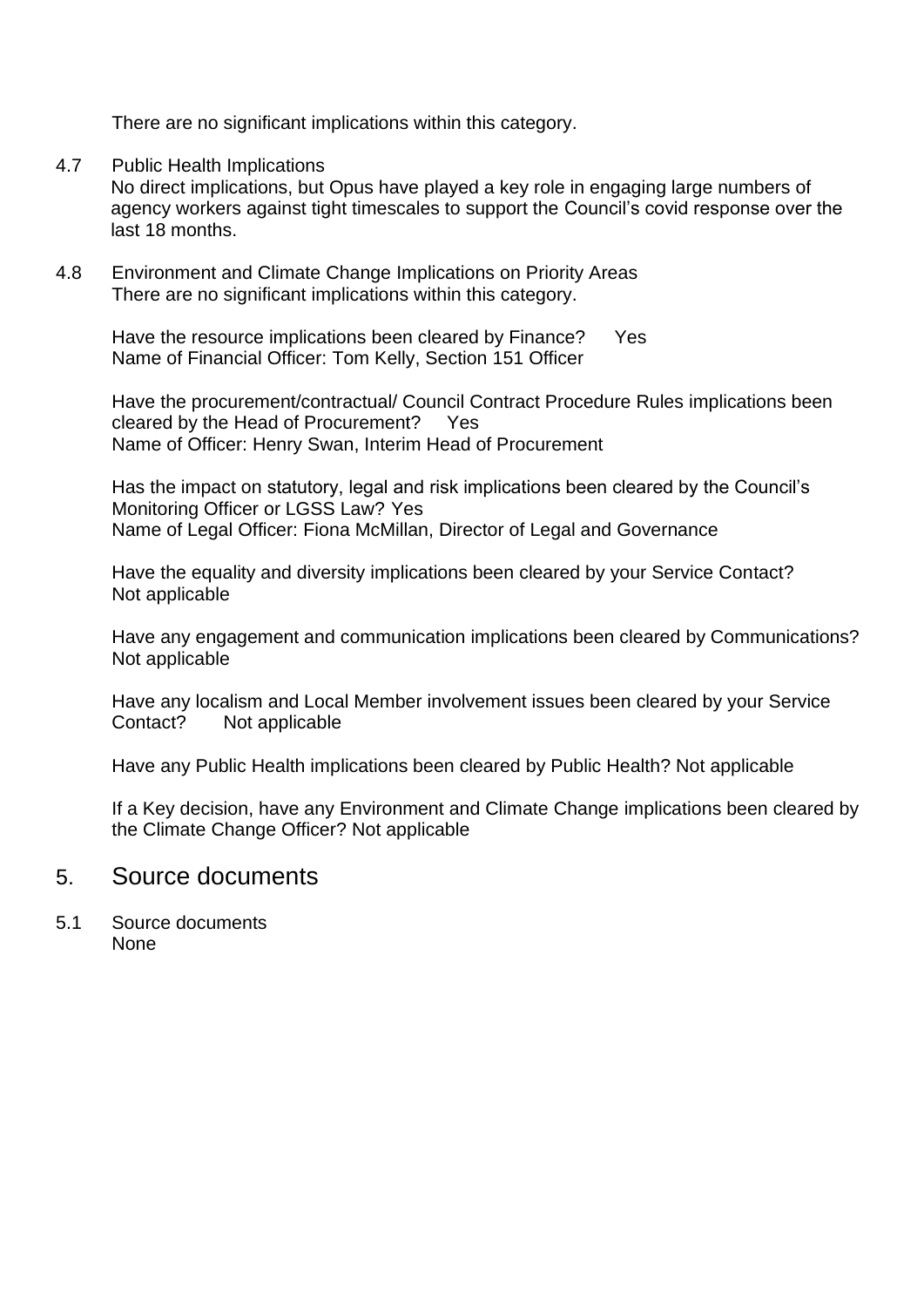There are no significant implications within this category.

4.7 Public Health Implications
No direct implications, but Opus have played a key role in engaging large numbers of agency workers against tight timescales to support the Council's covid response over the last 18 months.

4.8 Environment and Climate Change Implications on Priority Areas
There are no significant implications within this category.

Have the resource implications been cleared by Finance? Yes
Name of Financial Officer: Tom Kelly, Section 151 Officer

Have the procurement/contractual/ Council Contract Procedure Rules implications been cleared by the Head of Procurement? Yes
Name of Officer: Henry Swan, Interim Head of Procurement

Has the impact on statutory, legal and risk implications been cleared by the Council's Monitoring Officer or LGSS Law? Yes
Name of Legal Officer: Fiona McMillan, Director of Legal and Governance

Have the equality and diversity implications been cleared by your Service Contact?
Not applicable

Have any engagement and communication implications been cleared by Communications?
Not applicable

Have any localism and Local Member involvement issues been cleared by your Service Contact? Not applicable

Have any Public Health implications been cleared by Public Health? Not applicable

If a Key decision, have any Environment and Climate Change implications been cleared by the Climate Change Officer? Not applicable

## 5. Source documents

5.1 Source documents
None